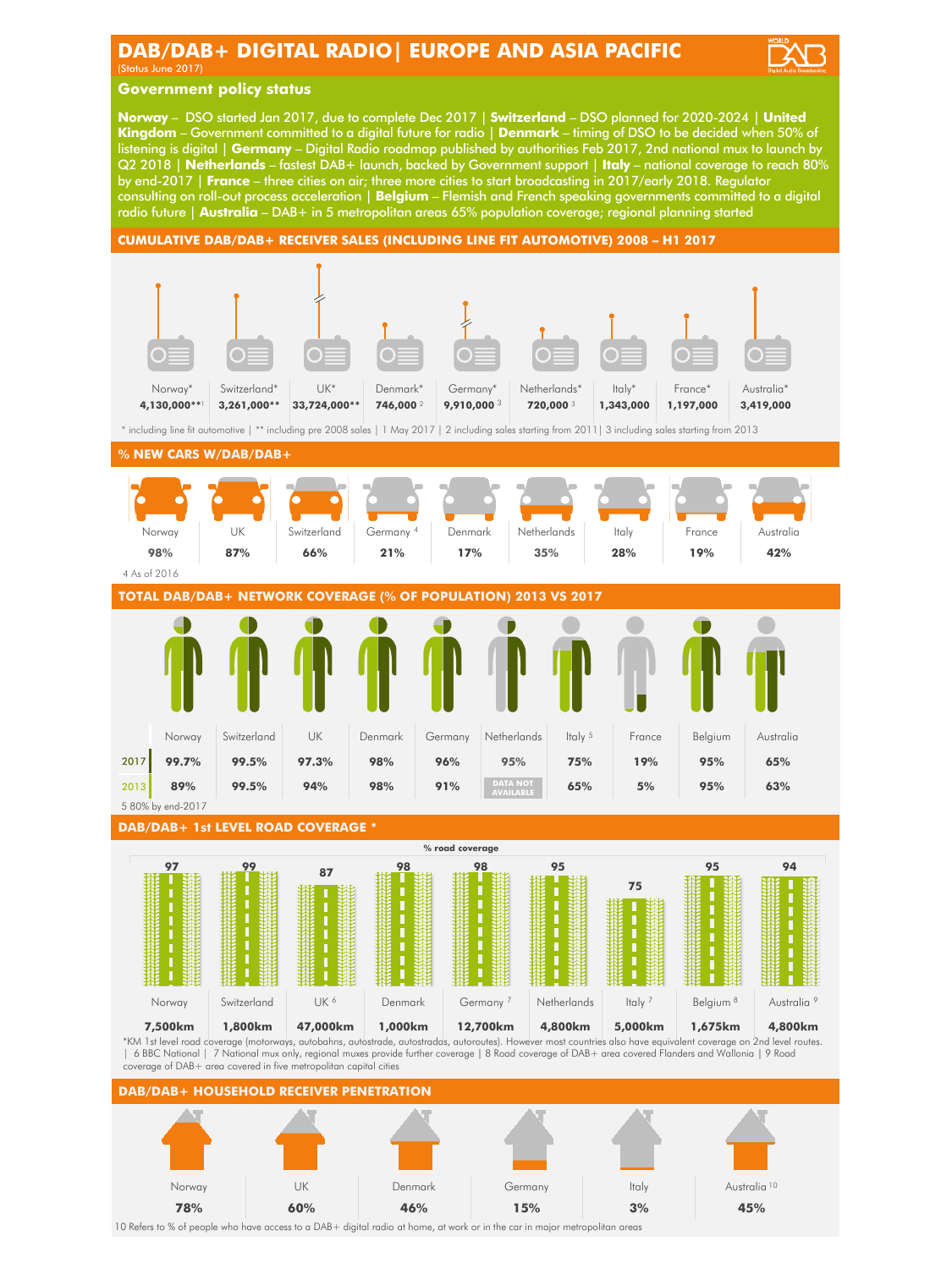# DAB/DAB+ DIGITAL RADIO| EUROPE AND ASIA PACIFIC

(Status June 2017)

## Government policy status

**Norway** – DSO started Jan 2017, due to complete Dec 2017 | **Switzerland** – DSO planned for 2020-2024 | **United Kingdom** – Government committed to a digital future for radio | **Denmark** – timing of DSO to be decided when 50% of listening is digital | **Germany** – Digital Radio roadmap published by authorities Feb 2017, 2nd national mux to launch by Q2 2018 | **Netherlands** – fastest DAB+ launch, backed by Government support | **Italy** – national coverage to reach 80% by end-2017 | **France** – three cities on air; three more cities to start broadcasting in 2017/early 2018. Regulator consulting on roll-out process acceleration | **Belgium** – Flemish and French speaking governments committed to a digital radio future | **Australia** – DAB+ in 5 metropolitan areas 65% population coverage; regional planning started

## CUMULATIVE DAB/DAB+ RECEIVER SALES (INCLUDING LINE FIT AUTOMOTIVE) 2008 – H1 2017

| Norway* | Switzerland* | UK* | Denmark* | Germany* | Netherlands* | Italy* | France* | Australia* |
|---|---|---|---|---|---|---|---|---|
| 4,130,000**[1] | 3,261,000** | 33,724,000** | 746,000 [2] | 9,910,000 [3] | 720,000 [3] | 1,343,000 | 1,197,000 | 3,419,000 |

\* including line fit automotive | ** including pre 2008 sales | 1 May 2017 | 2 including sales starting from 2011| 3 including sales starting from 2013

## % NEW CARS W/DAB/DAB+

| Norway | UK | Switzerland | Germany [4] | Denmark | Netherlands | Italy | France | Australia |
|---|---|---|---|---|---|---|---|---|
| 98% | 87% | 66% | 21% | 17% | 35% | 28% | 19% | 42% |

4 As of 2016

## TOTAL DAB/DAB+ NETWORK COVERAGE (% OF POPULATION) 2013 VS 2017

| | Norway | Switzerland | UK | Denmark | Germany | Netherlands | Italy [5] | France | Belgium | Australia |
|---|---|---|---|---|---|---|---|---|---|---|
| 2017 | 99.7% | 99.5% | 97.3% | 98% | 96% | 95% | 75% | 19% | 95% | 65% |
| 2013 | 89% | 99.5% | 94% | 98% | 91% | DATA NOT AVAILABLE | 65% | 5% | 95% | 63% |

5 80% by end-2017

## DAB/DAB+ 1st LEVEL ROAD COVERAGE *

% road coverage

| | Norway | Switzerland | UK [6] | Denmark | Germany [7] | Netherlands | Italy [7] | Belgium [8] | Australia [9] |
|---|---|---|---|---|---|---|---|---|---|
| % road coverage | 97 | 99 | 87 | 98 | 98 | 95 | 75 | 95 | 94 |
| km | 7,500km | 1,800km | 47,000km | 1,000km | 12,700km | 4,800km | 5,000km | 1,675km | 4,800km |

*KM 1st level road coverage (motorways, autobahns, autostrade, autostradas, autoroutes). However most countries also have equivalent coverage on 2nd level routes. | 6 BBC National | 7 National mux only, regional muxes provide further coverage | 8 Road coverage of DAB+ area covered Flanders and Wallonia | 9 Road coverage of DAB+ area covered in five metropolitan capital cities

## DAB/DAB+ HOUSEHOLD RECEIVER PENETRATION

| Norway | UK | Denmark | Germany | Italy | Australia [10] |
|---|---|---|---|---|---|
| 78% | 60% | 46% | 15% | 3% | 45% |

10 Refers to % of people who have access to a DAB+ digital radio at home, at work or in the car in major metropolitan areas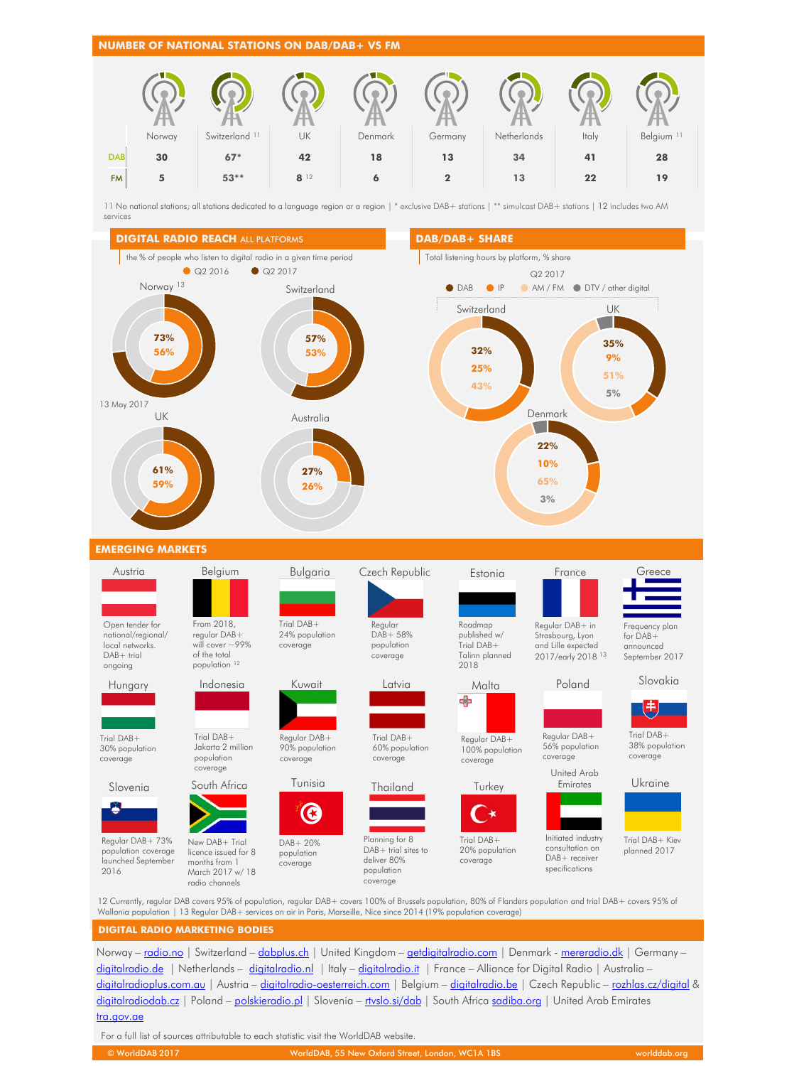## NUMBER OF NATIONAL STATIONS ON DAB/DAB+ VS FM

| | Norway | Switzerland [11] | UK | Denmark | Germany | Netherlands | Italy | Belgium [11] |
|---|---|---|---|---|---|---|---|---|
| DAB | 30 | 67* | 42 | 18 | 13 | 34 | 41 | 28 |
| FM | 5 | 53** | 8 [12] | 6 | 2 | 13 | 22 | 19 |

11 No national stations; all stations dedicated to a language region or a region | * exclusive DAB+ stations | ** simulcast DAB+ stations | 12 includes two AM services

## DIGITAL RADIO REACH ALL PLATFORMS

the % of people who listen to digital radio in a given time period

| | Q2 2016 | Q2 2017 |
|---|---|---|
| Norway [13] | 56% | 73% |
| Switzerland | 53% | 57% |
| UK | 59% | 61% |
| Australia | 26% | 27% |

13 May 2017

## DAB/DAB+ SHARE

Total listening hours by platform, % share

Q2 2017

| | DAB | IP | AM / FM | DTV / other digital |
|---|---|---|---|---|
| Switzerland | 32% | 25% | 43% | |
| UK | 35% | 9% | 51% | 5% |
| Denmark | 22% | 10% | 65% | 3% |

## EMERGING MARKETS

**Austria** – Open tender for national/regional/local networks. DAB+ trial ongoing

**Belgium** – From 2018, regular DAB+ will cover ~99% of the total population [12]

**Bulgaria** – Trial DAB+ 24% population coverage

**Czech Republic** – Regular DAB+ 58% population coverage

**Estonia** – Roadmap published w/ Trial DAB+ Talinn planned 2018

**France** – Regular DAB+ in Strasbourg, Lyon and Lille expected 2017/early 2018 [13]

**Greece** – Frequency plan for DAB+ announced September 2017

**Hungary** – Trial DAB+ 30% population coverage

**Indonesia** – Trial DAB+ Jakarta 2 million population coverage

**Kuwait** – Regular DAB+ 90% population coverage

**Latvia** – Trial DAB+ 60% population coverage

**Malta** – Regular DAB+ 100% population coverage

**Poland** – Regular DAB+ 56% population coverage

**Slovakia** – Trial DAB+ 38% population coverage

**Slovenia** – Regular DAB+ 73% population coverage launched September 2016

**South Africa** – New DAB+ Trial licence issued for 8 months from 1 March 2017 w/ 18 radio channels

**Tunisia** – DAB+ 20% population coverage

**Thailand** – Planning for 8 DAB+ trial sites to deliver 80% population coverage

**Turkey** – Trial DAB+ 20% population coverage

**United Arab Emirates** – Initiated industry consultation on DAB+ receiver specifications

**Ukraine** – Trial DAB+ Kiev planned 2017

12 Currently, regular DAB covers 95% of population, regular DAB+ covers 100% of Brussels population, 80% of Flanders population and trial DAB+ covers 95% of Wallonia population | 13 Regular DAB+ services on air in Paris, Marseille, Nice since 2014 (19% population coverage)

## DIGITAL RADIO MARKETING BODIES

Norway – radio.no | Switzerland – dabplus.ch | United Kingdom – getdigitalradio.com | Denmark - mereradio.dk | Germany – digitalradio.de | Netherlands – digitalradio.nl | Italy – digitalradio.it | France – Alliance for Digital Radio | Australia – digitalradioplus.com.au | Austria – digitalradio-oesterreich.com | Belgium – digitalradio.be | Czech Republic – rozhlas.cz/digital & digitalradiodab.cz | Poland – polskieradio.pl | Slovenia – rtvslo.si/dab | South Africa sadiba.org | United Arab Emirates tra.gov.ae

For a full list of sources attributable to each statistic visit the WorldDAB website.

© WorldDAB 2017 | WorldDAB, 55 New Oxford Street, London, WC1A 1BS | worlddab.org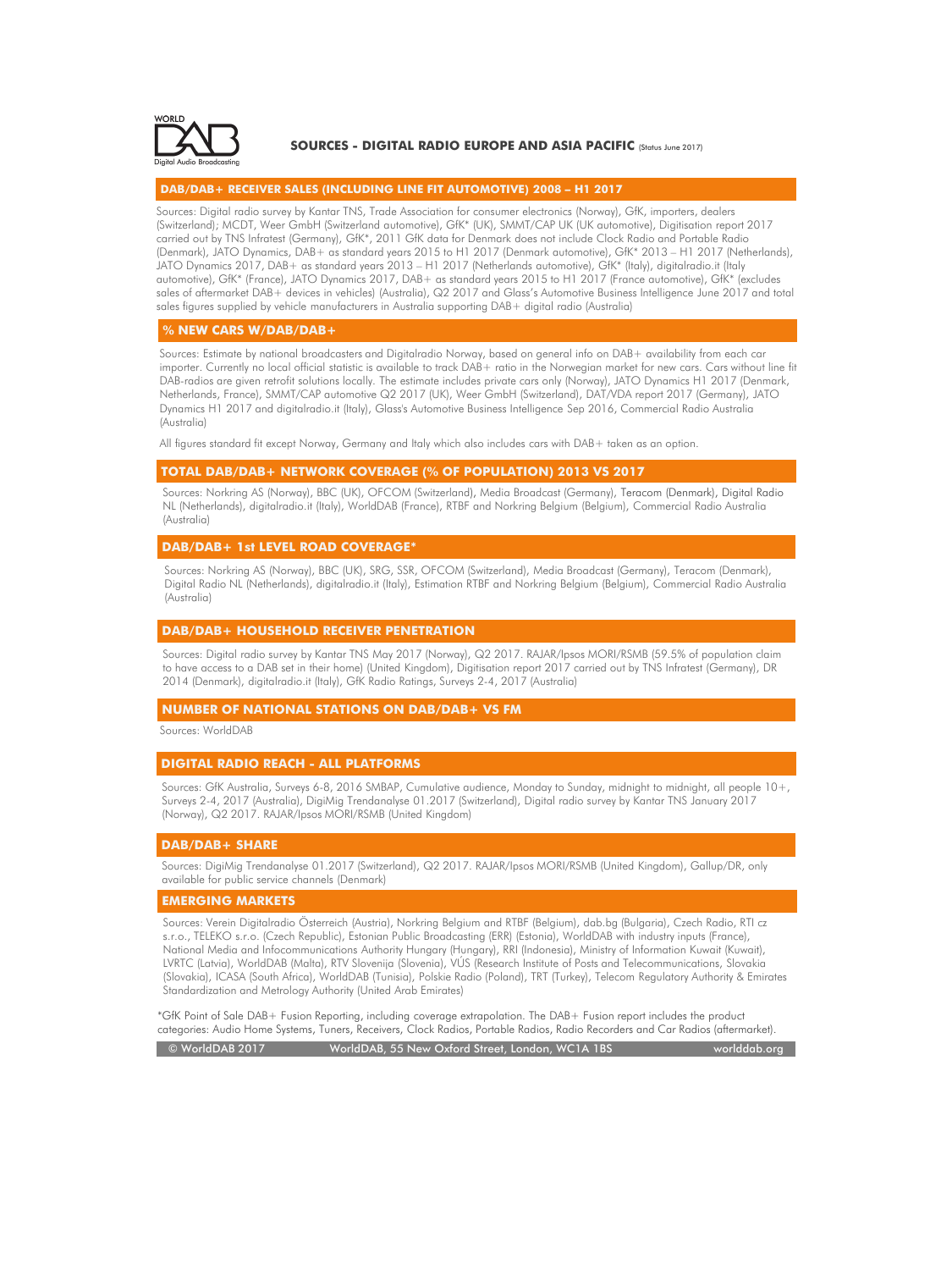WORLD

DAB

Digital Audio Broadcasting

## SOURCES - DIGITAL RADIO EUROPE AND ASIA PACIFIC (Status June 2017)

### DAB/DAB+ RECEIVER SALES (INCLUDING LINE FIT AUTOMOTIVE) 2008 – H1 2017

Sources: Digital radio survey by Kantar TNS, Trade Association for consumer electronics (Norway), GfK, importers, dealers (Switzerland); MCDT, Weer GmbH (Switzerland automotive), GfK* (UK), SMMT/CAP UK (UK automotive), Digitisation report 2017 carried out by TNS Infratest (Germany), GfK*, 2011 GfK data for Denmark does not include Clock Radio and Portable Radio (Denmark), JATO Dynamics, DAB+ as standard years 2015 to H1 2017 (Denmark automotive), GfK* 2013 – H1 2017 (Netherlands), JATO Dynamics 2017, DAB+ as standard years 2013 – H1 2017 (Netherlands automotive), GfK* (Italy), digitalradio.it (Italy automotive), GfK* (France), JATO Dynamics 2017, DAB+ as standard years 2015 to H1 2017 (France automotive), GfK* (excludes sales of aftermarket DAB+ devices in vehicles) (Australia), Q2 2017 and Glass's Automotive Business Intelligence June 2017 and total sales figures supplied by vehicle manufacturers in Australia supporting DAB+ digital radio (Australia)

### % NEW CARS W/DAB/DAB+

Sources: Estimate by national broadcasters and Digitalradio Norway, based on general info on DAB+ availability from each car importer. Currently no local official statistic is available to track DAB+ ratio in the Norwegian market for new cars. Cars without line fit DAB-radios are given retrofit solutions locally. The estimate includes private cars only (Norway), JATO Dynamics H1 2017 (Denmark, Netherlands, France), SMMT/CAP automotive Q2 2017 (UK), Weer GmbH (Switzerland), DAT/VDA report 2017 (Germany), JATO Dynamics H1 2017 and digitalradio.it (Italy), Glass's Automotive Business Intelligence Sep 2016, Commercial Radio Australia (Australia)

All figures standard fit except Norway, Germany and Italy which also includes cars with DAB+ taken as an option.

### TOTAL DAB/DAB+ NETWORK COVERAGE (% OF POPULATION) 2013 VS 2017

Sources: Norkring AS (Norway), BBC (UK), OFCOM (Switzerland), Media Broadcast (Germany), Teracom (Denmark), Digital Radio NL (Netherlands), digitalradio.it (Italy), WorldDAB (France), RTBF and Norkring Belgium (Belgium), Commercial Radio Australia (Australia)

### DAB/DAB+ 1st LEVEL ROAD COVERAGE*

Sources: Norkring AS (Norway), BBC (UK), SRG, SSR, OFCOM (Switzerland), Media Broadcast (Germany), Teracom (Denmark), Digital Radio NL (Netherlands), digitalradio.it (Italy), Estimation RTBF and Norkring Belgium (Belgium), Commercial Radio Australia (Australia)

### DAB/DAB+ HOUSEHOLD RECEIVER PENETRATION

Sources: Digital radio survey by Kantar TNS May 2017 (Norway), Q2 2017. RAJAR/Ipsos MORI/RSMB (59.5% of population claim to have access to a DAB set in their home) (United Kingdom), Digitisation report 2017 carried out by TNS Infratest (Germany), DR 2014 (Denmark), digitalradio.it (Italy), GfK Radio Ratings, Surveys 2-4, 2017 (Australia)

### NUMBER OF NATIONAL STATIONS ON DAB/DAB+ VS FM

Sources: WorldDAB

### DIGITAL RADIO REACH - ALL PLATFORMS

Sources: GfK Australia, Surveys 6-8, 2016 SMBAP, Cumulative audience, Monday to Sunday, midnight to midnight, all people 10+, Surveys 2-4, 2017 (Australia), DigiMig Trendanalyse 01.2017 (Switzerland), Digital radio survey by Kantar TNS January 2017 (Norway), Q2 2017. RAJAR/Ipsos MORI/RSMB (United Kingdom)

### DAB/DAB+ SHARE

Sources: DigiMig Trendanalyse 01.2017 (Switzerland), Q2 2017. RAJAR/Ipsos MORI/RSMB (United Kingdom), Gallup/DR, only available for public service channels (Denmark)

### EMERGING MARKETS

Sources: Verein Digitalradio Österreich (Austria), Norkring Belgium and RTBF (Belgium), dab.bg (Bulgaria), Czech Radio, RTI cz s.r.o., TELEKO s.r.o. (Czech Republic), Estonian Public Broadcasting (ERR) (Estonia), WorldDAB with industry inputs (France), National Media and Infocommunications Authority Hungary (Hungary), RRI (Indonesia), Ministry of Information Kuwait (Kuwait), LVRTC (Latvia), WorldDAB (Malta), RTV Slovenija (Slovenia), VÚS (Research Institute of Posts and Telecommunications, Slovakia (Slovakia), ICASA (South Africa), WorldDAB (Tunisia), Polskie Radio (Poland), TRT (Turkey), Telecom Regulatory Authority & Emirates Standardization and Metrology Authority (United Arab Emirates)

*GfK Point of Sale DAB+ Fusion Reporting, including coverage extrapolation. The DAB+ Fusion report includes the product categories: Audio Home Systems, Tuners, Receivers, Clock Radios, Portable Radios, Radio Recorders and Car Radios (aftermarket).

© WorldDAB 2017 WorldDAB, 55 New Oxford Street, London, WC1A 1BS worlddab.org